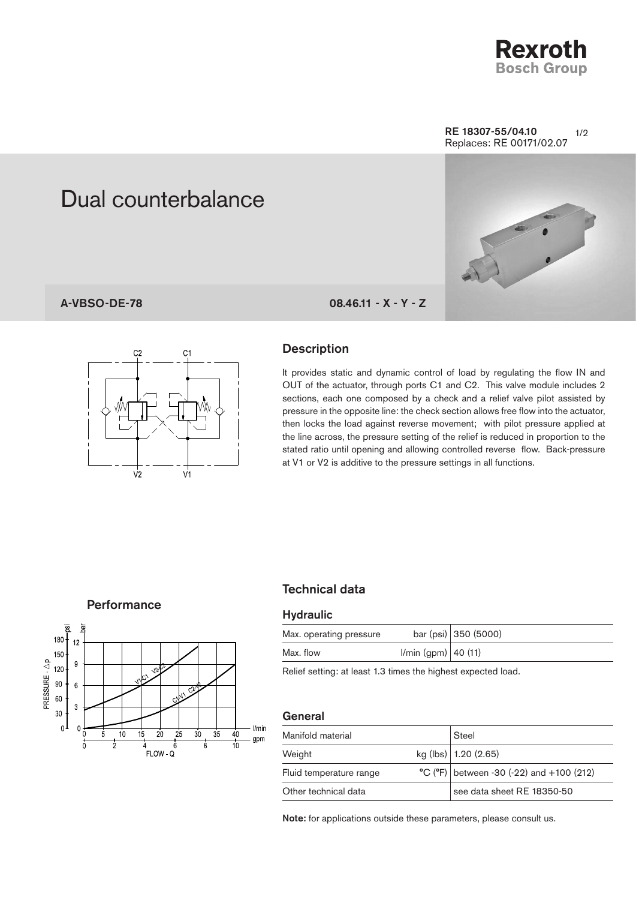RE 18307-55/04.10
Replaces: RE 00171/02.07

# Dual counterbalance

**A-VBSO-DE-78** **08.46.11 - X - Y - Z**

## Description

It provides static and dynamic control of load by regulating the flow IN and OUT of the actuator, through ports C1 and C2. This valve module includes 2 sections, each one composed by a check and a relief valve pilot assisted by pressure in the opposite line: the check section allows free flow into the actuator, then locks the load against reverse movement; with pilot pressure applied at the line across, the pressure setting of the relief is reduced in proportion to the stated ratio until opening and allowing controlled reverse flow. Back-pressure at V1 or V2 is additive to the pressure settings in all functions.

## Performance

## Technical data

### Hydraulic

| | | |
|---|---|---|
| Max. operating pressure | bar (psi) | 350 (5000) |
| Max. flow | l/min (gpm) | 40 (11) |

Relief setting: at least 1.3 times the highest expected load.

### General

| | | |
|---|---|---|
| Manifold material | | Steel |
| Weight | kg (lbs) | 1.20 (2.65) |
| Fluid temperature range | °C (°F) | between -30 (-22) and +100 (212) |
| Other technical data | | see data sheet RE 18350-50 |

**Note:** for applications outside these parameters, please consult us.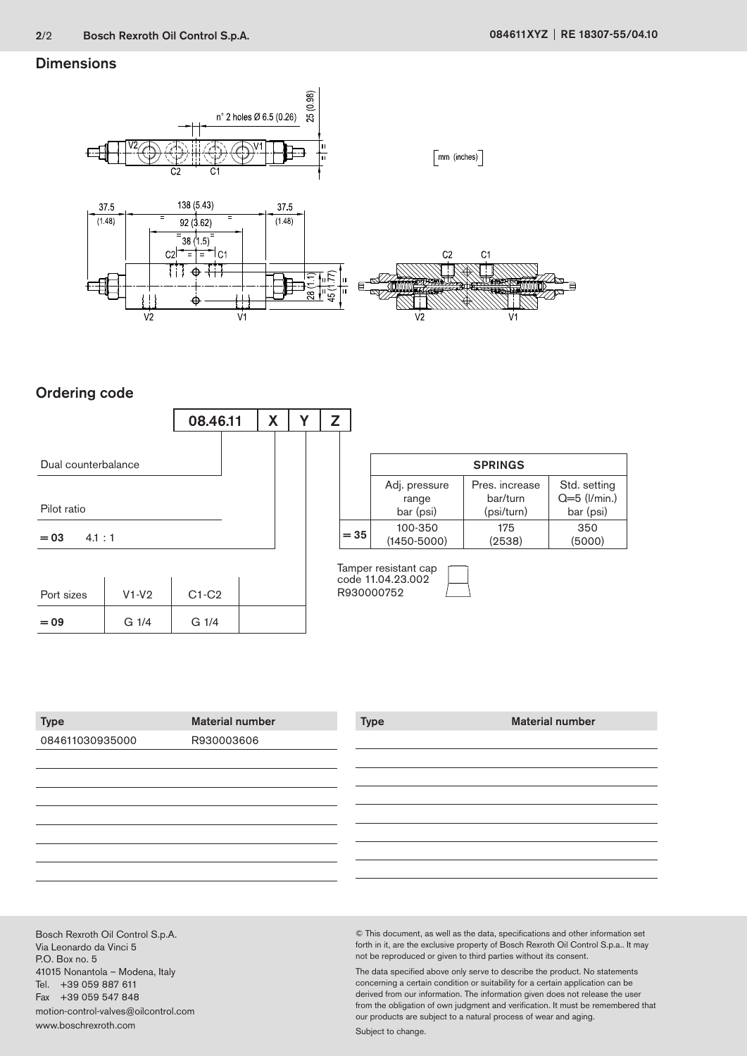## Dimensions

n° 2 holes Ø 6.5 (0.26)

25 (0.98)

V2 C2 C1 V1

mm (inches)

37.5 (1.48)

138 (5.43)

92 (3.62)

38 (1.5)

37.5 (1.48)

C2 C1

28 (1.1)

45 (1.77)

V2 V1

C2 C1

V2 V1

## Ordering code

08.46.11 | X | Y | Z

Dual counterbalance

Pilot ratio

= 03 4.1 : 1

| Port sizes | V1-V2 | C1-C2 |
|---|---|---|
| = 09 | G 1/4 | G 1/4 |

| | SPRINGS | | |
|---|---|---|---|
| | Adj. pressure range bar (psi) | Pres. increase bar/turn (psi/turn) | Std. setting Q=5 (l/min.) bar (psi) |
| = 35 | 100-350 (1450-5000) | 175 (2538) | 350 (5000) |

Tamper resistant cap code 11.04.23.002 R930000752

| Type | Material number |
|---|---|
| 084611030935000 | R930003606 |

| Type | Material number |
|---|---|
| | |

Bosch Rexroth Oil Control S.p.A.
Via Leonardo da Vinci 5
P.O. Box no. 5
41015 Nonantola – Modena, Italy
Tel. +39 059 887 611
Fax +39 059 547 848
motion-control-valves@oilcontrol.com
www.boschrexroth.com

© This document, as well as the data, specifications and other information set forth in it, are the exclusive property of Bosch Rexroth Oil Control S.p.a.. It may not be reproduced or given to third parties without its consent.

The data specified above only serve to describe the product. No statements concerning a certain condition or suitability for a certain application can be derived from our information. The information given does not release the user from the obligation of own judgment and verification. It must be remembered that our products are subject to a natural process of wear and aging.

Subject to change.